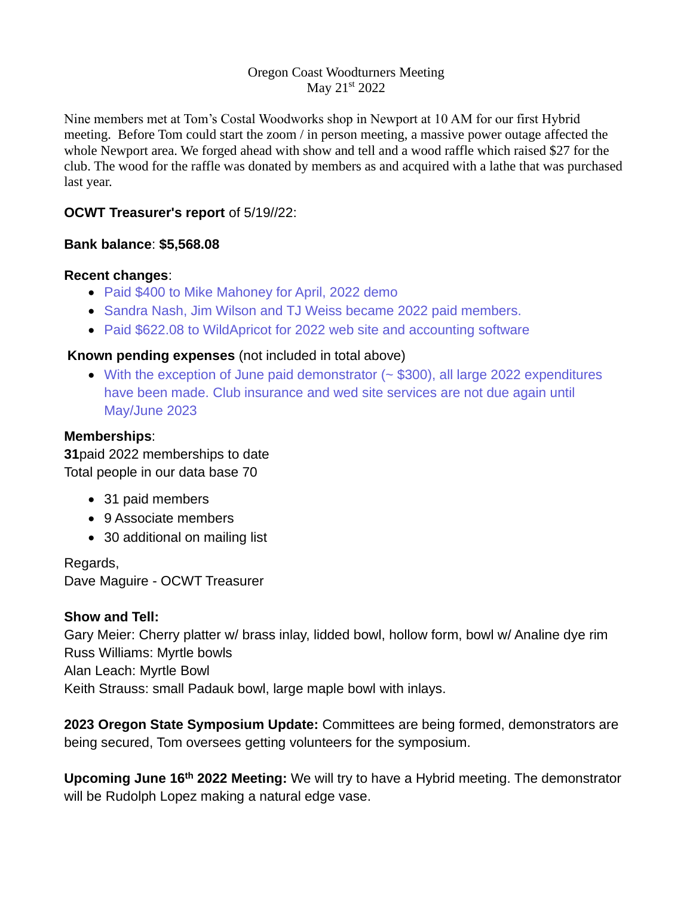Oregon Coast Woodturners Meeting
May 21st 2022

Nine members met at Tom's Costal Woodworks shop in Newport at 10 AM for our first Hybrid meeting. Before Tom could start the zoom / in person meeting, a massive power outage affected the whole Newport area. We forged ahead with show and tell and a wood raffle which raised $27 for the club. The wood for the raffle was donated by members as and acquired with a lathe that was purchased last year.

**OCWT Treasurer's report** of 5/19//22:

**Bank balance**: **$5,568.08**

**Recent changes**:

- Paid $400 to Mike Mahoney for April, 2022 demo
- Sandra Nash, Jim Wilson and TJ Weiss became 2022 paid members.
- Paid $622.08 to WildApricot for 2022 web site and accounting software

**Known pending expenses** (not included in total above)

- With the exception of June paid demonstrator (~ $300), all large 2022 expenditures have been made. Club insurance and wed site services are not due again until May/June 2023

**Memberships**:
**31**paid 2022 memberships to date
Total people in our data base 70

- 31 paid members
- 9 Associate members
- 30 additional on mailing list

Regards,
Dave Maguire - OCWT Treasurer

**Show and Tell:**
Gary Meier: Cherry platter w/ brass inlay, lidded bowl, hollow form, bowl w/ Analine dye rim
Russ Williams: Myrtle bowls
Alan Leach: Myrtle Bowl
Keith Strauss: small Padauk bowl, large maple bowl with inlays.

**2023 Oregon State Symposium Update:** Committees are being formed, demonstrators are being secured, Tom oversees getting volunteers for the symposium.

**Upcoming June 16th 2022 Meeting:** We will try to have a Hybrid meeting. The demonstrator will be Rudolph Lopez making a natural edge vase.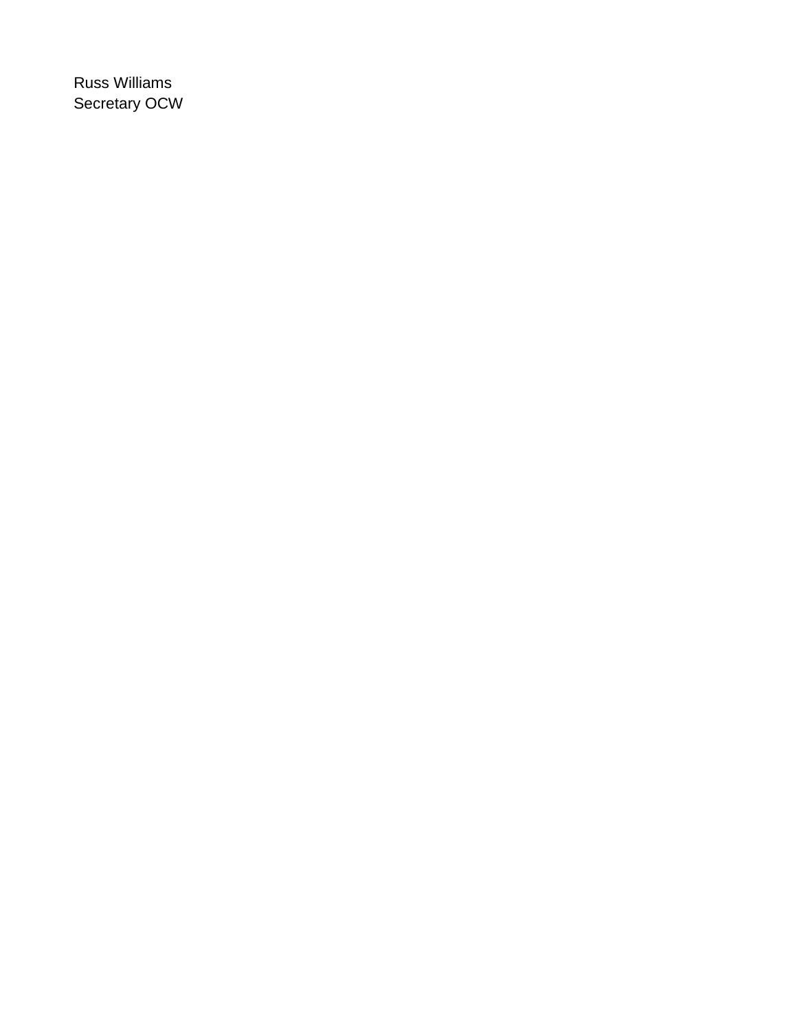Russ Williams
Secretary OCW